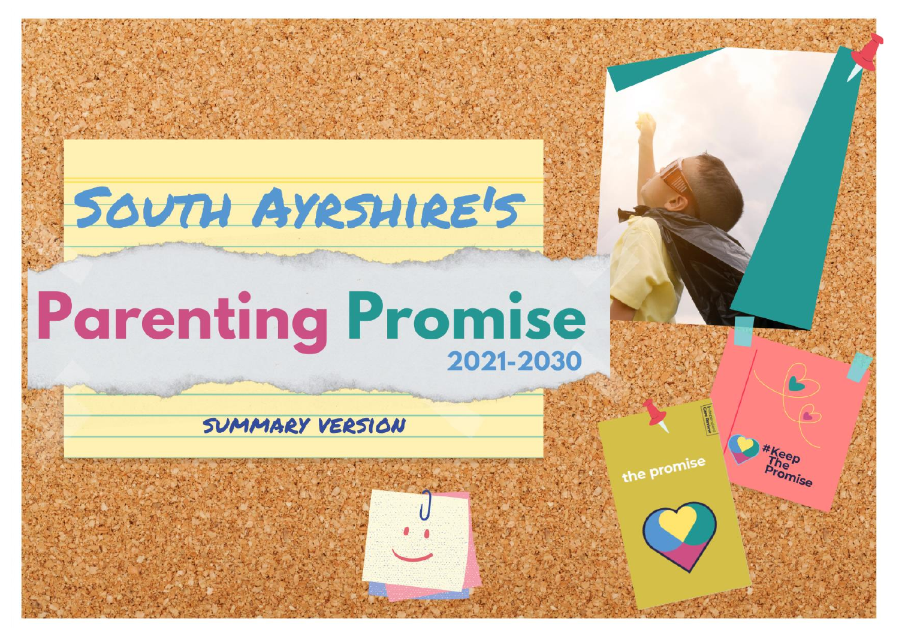# South Ayrshire's

# Parenting Promise

2021-2030

SUMMARY VERSION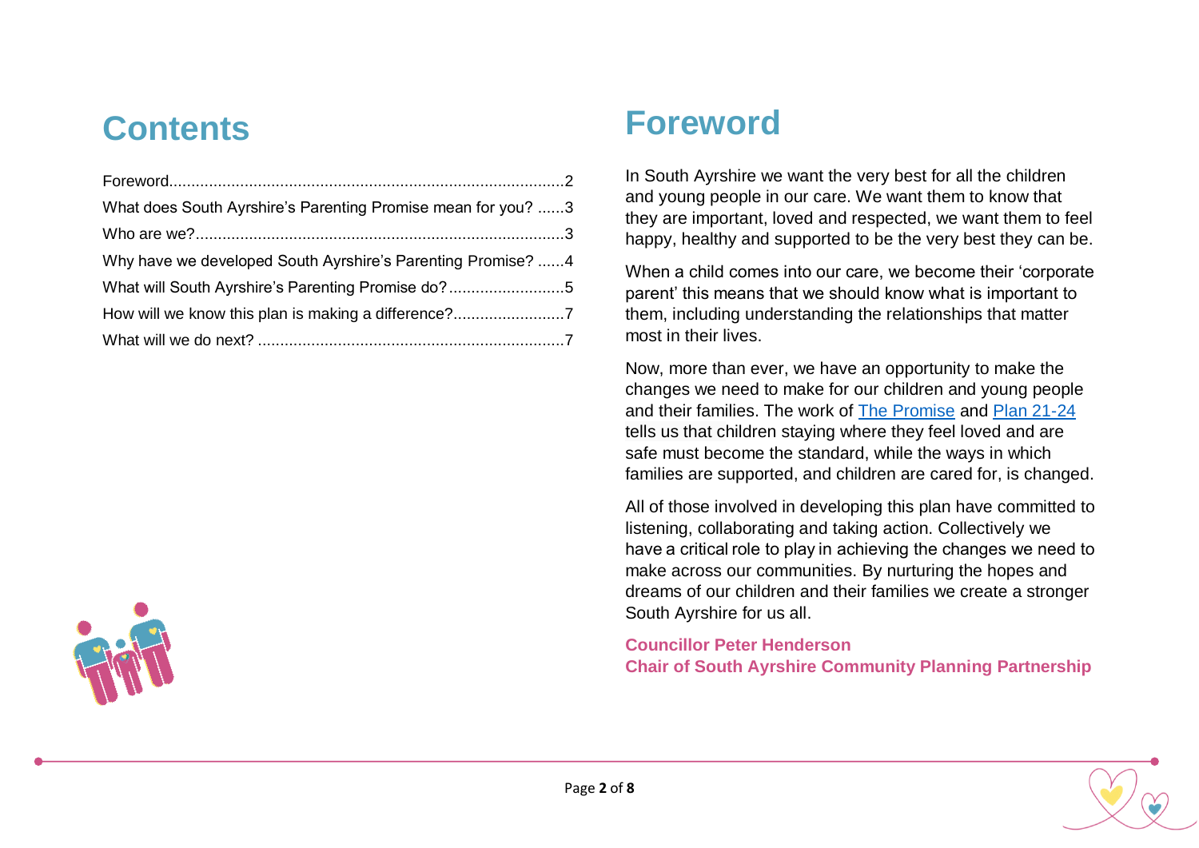# Contents

Foreword........................................................................................2
What does South Ayrshire's Parenting Promise mean for you? ......3
Who are we?..................................................................................3
Why have we developed South Ayrshire's Parenting Promise? ......4
What will South Ayrshire's Parenting Promise do?..........................5
How will we know this plan is making a difference?.........................7
What will we do next? ....................................................................7

# Foreword

In South Ayrshire we want the very best for all the children and young people in our care. We want them to know that they are important, loved and respected, we want them to feel happy, healthy and supported to be the very best they can be.

When a child comes into our care, we become their 'corporate parent' this means that we should know what is important to them, including understanding the relationships that matter most in their lives.

Now, more than ever, we have an opportunity to make the changes we need to make for our children and young people and their families. The work of The Promise and Plan 21-24 tells us that children staying where they feel loved and are safe must become the standard, while the ways in which families are supported, and children are cared for, is changed.

All of those involved in developing this plan have committed to listening, collaborating and taking action. Collectively we have a critical role to play in achieving the changes we need to make across our communities. By nurturing the hopes and dreams of our children and their families we create a stronger South Ayrshire for us all.

**Councillor Peter Henderson**
**Chair of South Ayrshire Community Planning Partnership**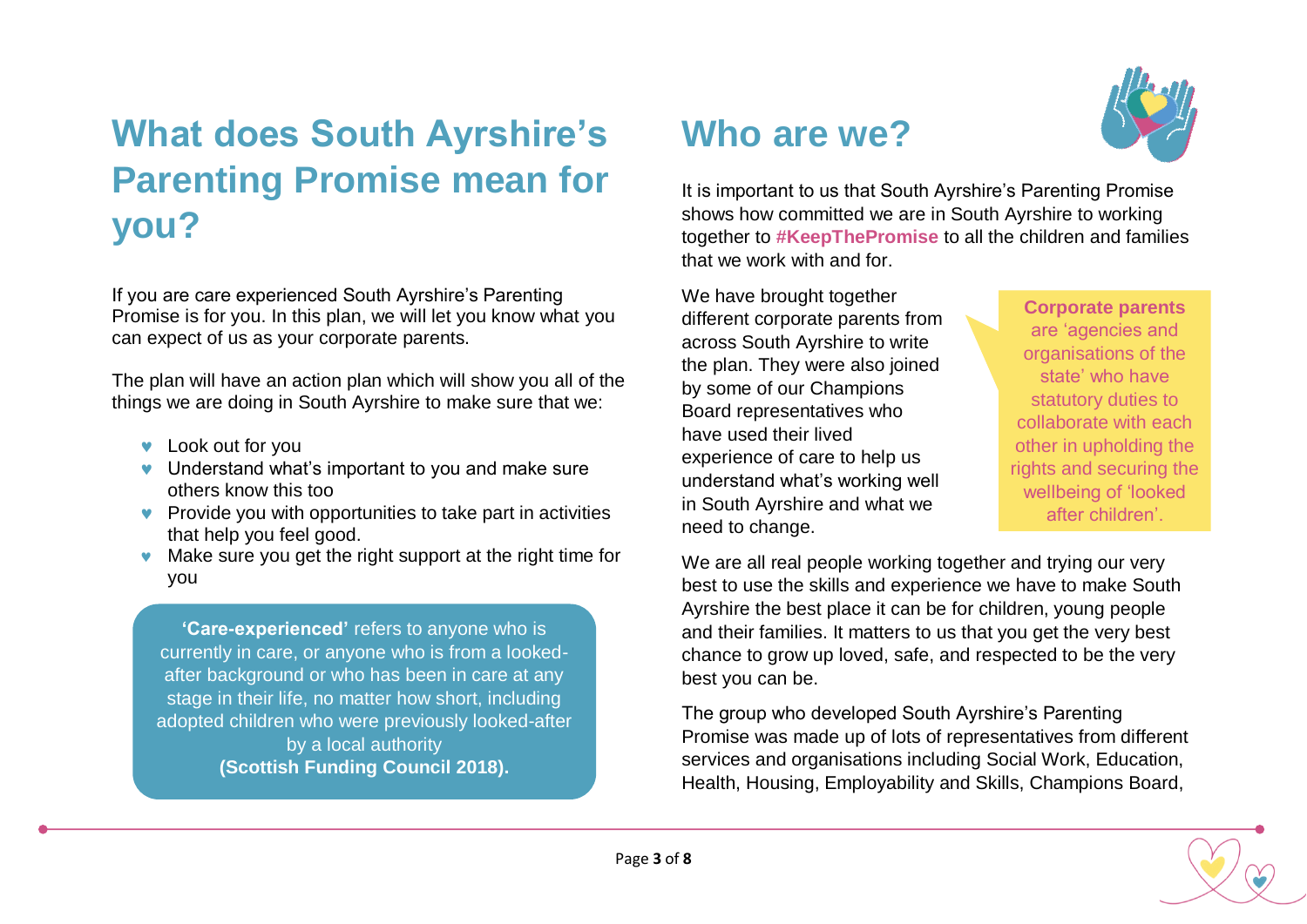# What does South Ayrshire's Parenting Promise mean for you?

If you are care experienced South Ayrshire's Parenting Promise is for you. In this plan, we will let you know what you can expect of us as your corporate parents.

The plan will have an action plan which will show you all of the things we are doing in South Ayrshire to make sure that we:

- Look out for you
- Understand what's important to you and make sure others know this too
- Provide you with opportunities to take part in activities that help you feel good.
- Make sure you get the right support at the right time for you

**'Care-experienced'** refers to anyone who is currently in care, or anyone who is from a looked-after background or who has been in care at any stage in their life, no matter how short, including adopted children who were previously looked-after by a local authority **(Scottish Funding Council 2018).**

# Who are we?

It is important to us that South Ayrshire's Parenting Promise shows how committed we are in South Ayrshire to working together to **#KeepThePromise** to all the children and families that we work with and for.

We have brought together different corporate parents from across South Ayrshire to write the plan. They were also joined by some of our Champions Board representatives who have used their lived experience of care to help us understand what's working well in South Ayrshire and what we need to change.

**Corporate parents** are 'agencies and organisations of the state' who have statutory duties to collaborate with each other in upholding the rights and securing the wellbeing of 'looked after children'.

We are all real people working together and trying our very best to use the skills and experience we have to make South Ayrshire the best place it can be for children, young people and their families. It matters to us that you get the very best chance to grow up loved, safe, and respected to be the very best you can be.

The group who developed South Ayrshire's Parenting Promise was made up of lots of representatives from different services and organisations including Social Work, Education, Health, Housing, Employability and Skills, Champions Board,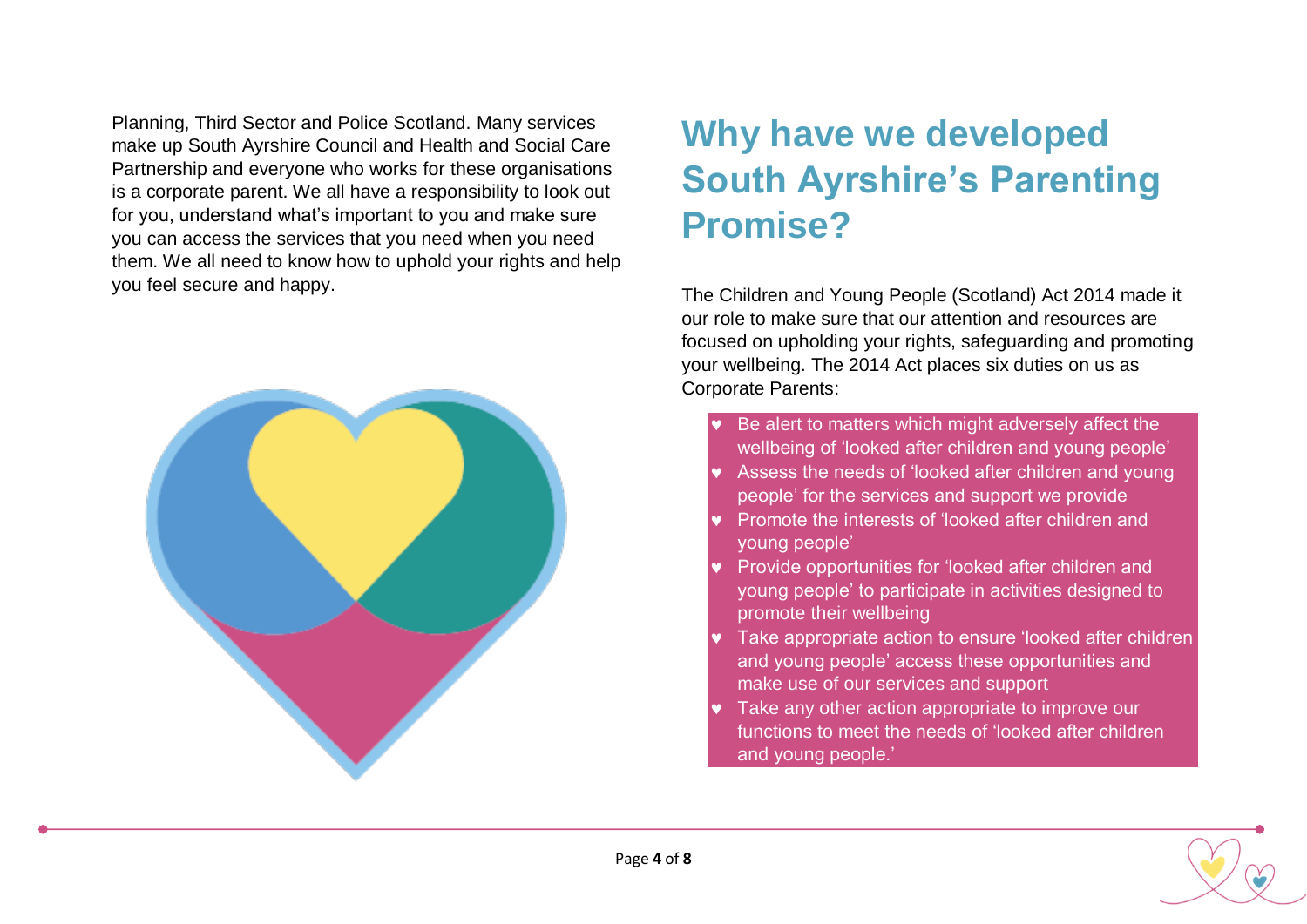Planning, Third Sector and Police Scotland. Many services make up South Ayrshire Council and Health and Social Care Partnership and everyone who works for these organisations is a corporate parent. We all have a responsibility to look out for you, understand what's important to you and make sure you can access the services that you need when you need them. We all need to know how to uphold your rights and help you feel secure and happy.

# Why have we developed South Ayrshire's Parenting Promise?

The Children and Young People (Scotland) Act 2014 made it our role to make sure that our attention and resources are focused on upholding your rights, safeguarding and promoting your wellbeing. The 2014 Act places six duties on us as Corporate Parents:

- Be alert to matters which might adversely affect the wellbeing of 'looked after children and young people'
- Assess the needs of 'looked after children and young people' for the services and support we provide
- Promote the interests of 'looked after children and young people'
- Provide opportunities for 'looked after children and young people' to participate in activities designed to promote their wellbeing
- Take appropriate action to ensure 'looked after children and young people' access these opportunities and make use of our services and support
- Take any other action appropriate to improve our functions to meet the needs of 'looked after children and young people.'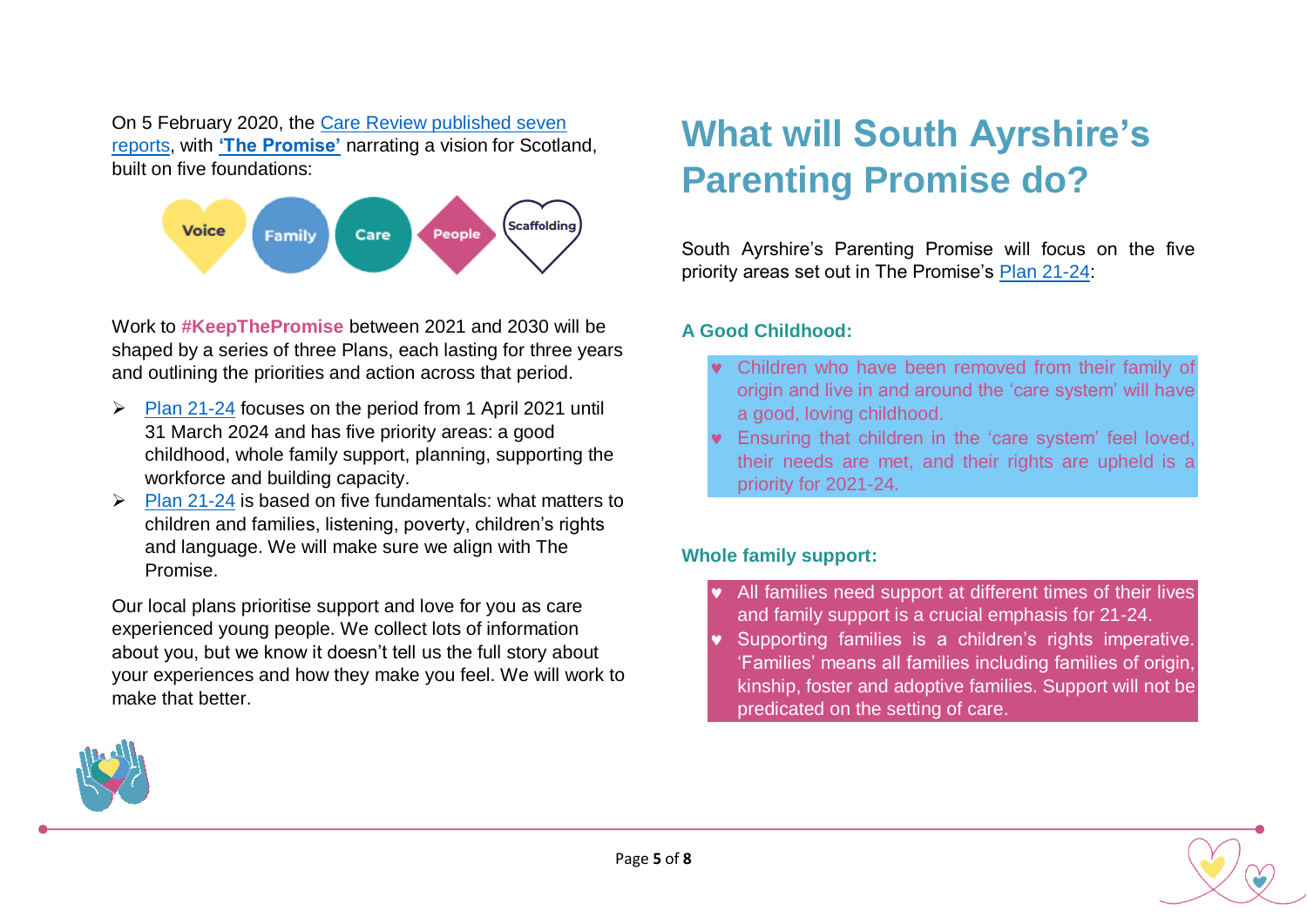On 5 February 2020, the Care Review published seven reports, with **'The Promise'** narrating a vision for Scotland, built on five foundations:

Voice · Family · Care · People · Scaffolding

Work to **#KeepThePromise** between 2021 and 2030 will be shaped by a series of three Plans, each lasting for three years and outlining the priorities and action across that period.

- Plan 21-24 focuses on the period from 1 April 2021 until 31 March 2024 and has five priority areas: a good childhood, whole family support, planning, supporting the workforce and building capacity.
- Plan 21-24 is based on five fundamentals: what matters to children and families, listening, poverty, children's rights and language. We will make sure we align with The Promise.

Our local plans prioritise support and love for you as care experienced young people. We collect lots of information about you, but we know it doesn't tell us the full story about your experiences and how they make you feel. We will work to make that better.

# What will South Ayrshire's Parenting Promise do?

South Ayrshire's Parenting Promise will focus on the five priority areas set out in The Promise's Plan 21-24:

### A Good Childhood:

- Children who have been removed from their family of origin and live in and around the 'care system' will have a good, loving childhood.
- Ensuring that children in the 'care system' feel loved, their needs are met, and their rights are upheld is a priority for 2021-24.

### Whole family support:

- All families need support at different times of their lives and family support is a crucial emphasis for 21-24.
- Supporting families is a children's rights imperative. 'Families' means all families including families of origin, kinship, foster and adoptive families. Support will not be predicated on the setting of care.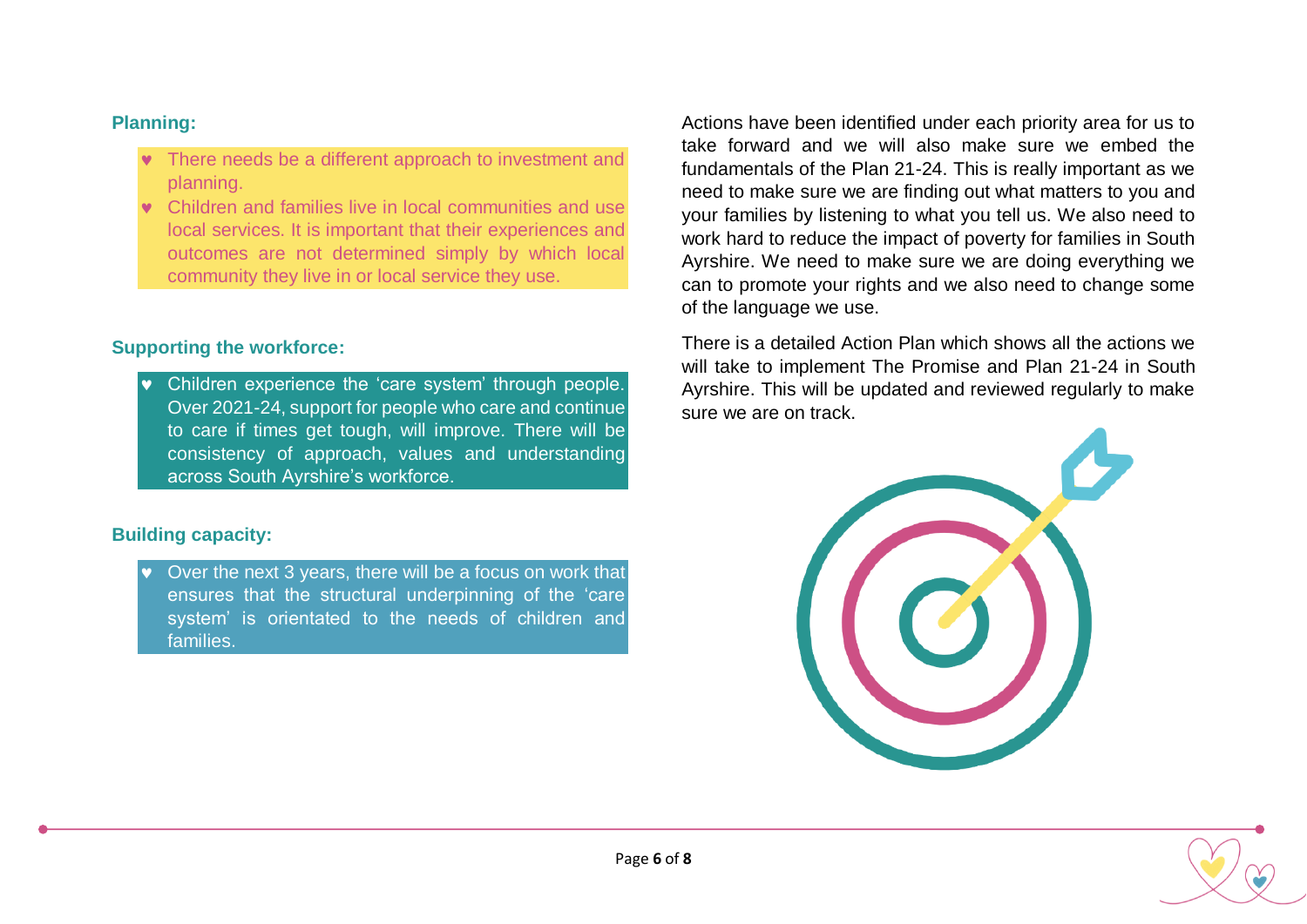### Planning:

- There needs be a different approach to investment and planning.
- Children and families live in local communities and use local services. It is important that their experiences and outcomes are not determined simply by which local community they live in or local service they use.

### Supporting the workforce:

- Children experience the 'care system' through people. Over 2021-24, support for people who care and continue to care if times get tough, will improve. There will be consistency of approach, values and understanding across South Ayrshire's workforce.

### Building capacity:

- Over the next 3 years, there will be a focus on work that ensures that the structural underpinning of the 'care system' is orientated to the needs of children and families.

Actions have been identified under each priority area for us to take forward and we will also make sure we embed the fundamentals of the Plan 21-24. This is really important as we need to make sure we are finding out what matters to you and your families by listening to what you tell us. We also need to work hard to reduce the impact of poverty for families in South Ayrshire. We need to make sure we are doing everything we can to promote your rights and we also need to change some of the language we use.

There is a detailed Action Plan which shows all the actions we will take to implement The Promise and Plan 21-24 in South Ayrshire. This will be updated and reviewed regularly to make sure we are on track.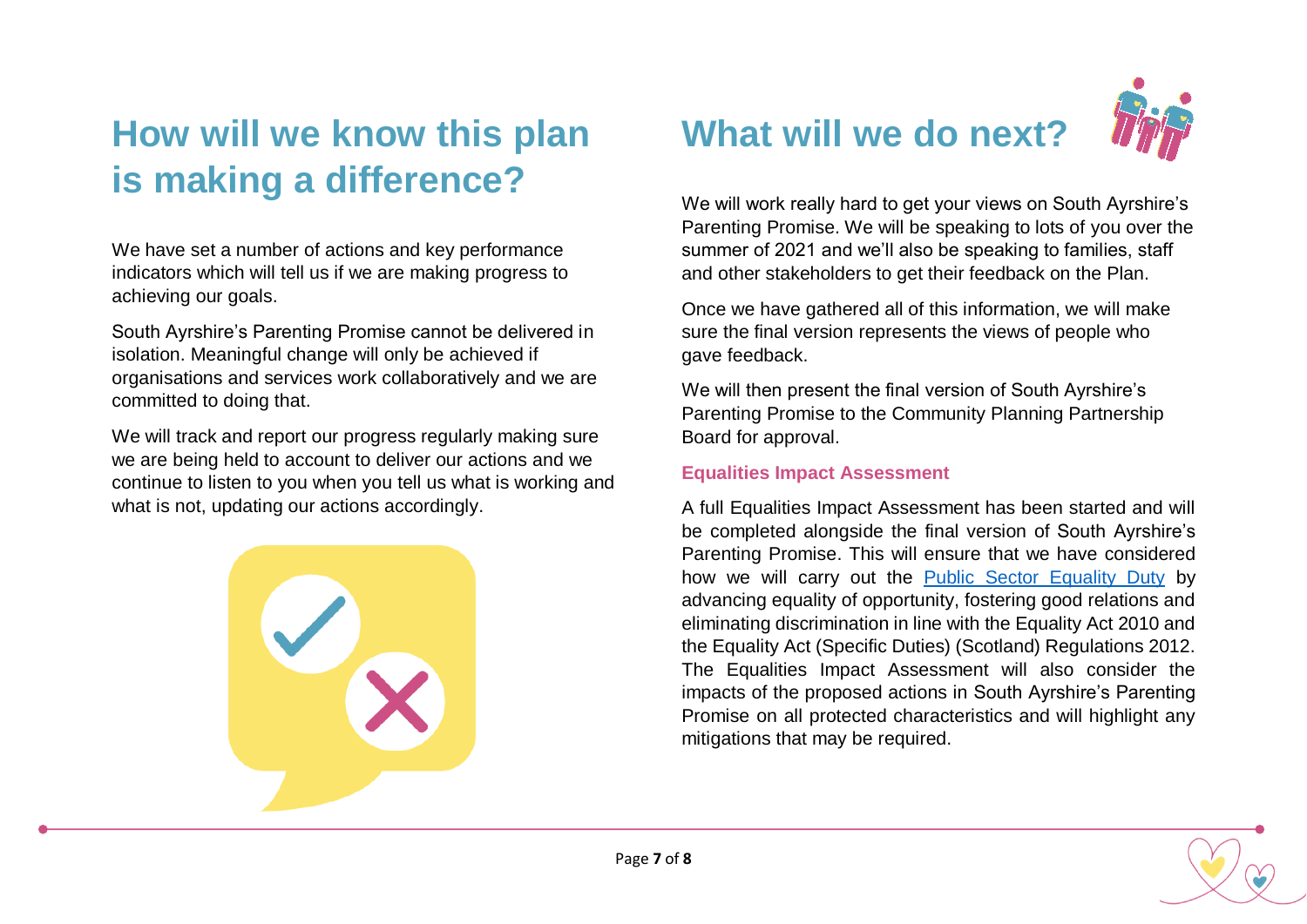# How will we know this plan is making a difference?

We have set a number of actions and key performance indicators which will tell us if we are making progress to achieving our goals.

South Ayrshire's Parenting Promise cannot be delivered in isolation. Meaningful change will only be achieved if organisations and services work collaboratively and we are committed to doing that.

We will track and report our progress regularly making sure we are being held to account to deliver our actions and we continue to listen to you when you tell us what is working and what is not, updating our actions accordingly.

# What will we do next?

We will work really hard to get your views on South Ayrshire's Parenting Promise. We will be speaking to lots of you over the summer of 2021 and we'll also be speaking to families, staff and other stakeholders to get their feedback on the Plan.

Once we have gathered all of this information, we will make sure the final version represents the views of people who gave feedback.

We will then present the final version of South Ayrshire's Parenting Promise to the Community Planning Partnership Board for approval.

### Equalities Impact Assessment

A full Equalities Impact Assessment has been started and will be completed alongside the final version of South Ayrshire's Parenting Promise. This will ensure that we have considered how we will carry out the Public Sector Equality Duty by advancing equality of opportunity, fostering good relations and eliminating discrimination in line with the Equality Act 2010 and the Equality Act (Specific Duties) (Scotland) Regulations 2012. The Equalities Impact Assessment will also consider the impacts of the proposed actions in South Ayrshire's Parenting Promise on all protected characteristics and will highlight any mitigations that may be required.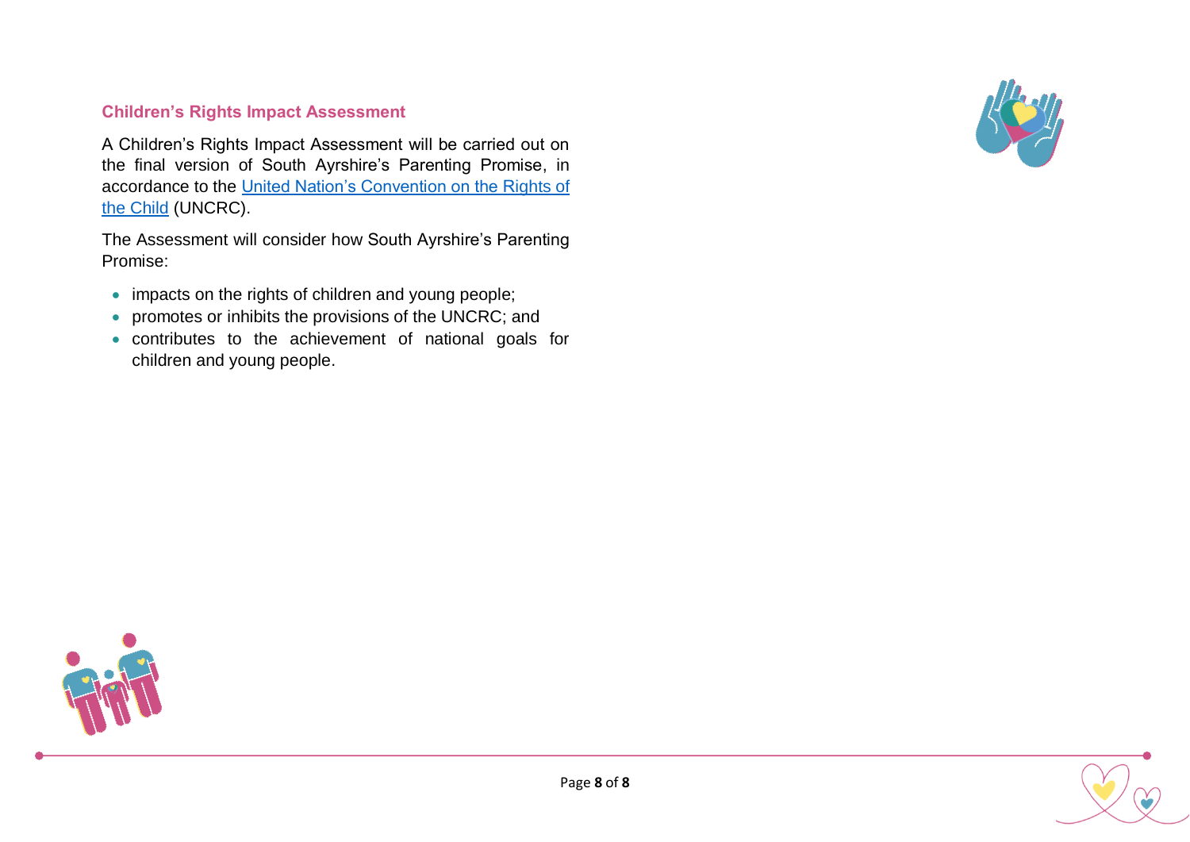## Children's Rights Impact Assessment

A Children's Rights Impact Assessment will be carried out on the final version of South Ayrshire's Parenting Promise, in accordance to the [United Nation's Convention on the Rights of the Child](#) (UNCRC).

The Assessment will consider how South Ayrshire's Parenting Promise:

- impacts on the rights of children and young people;
- promotes or inhibits the provisions of the UNCRC; and
- contributes to the achievement of national goals for children and young people.